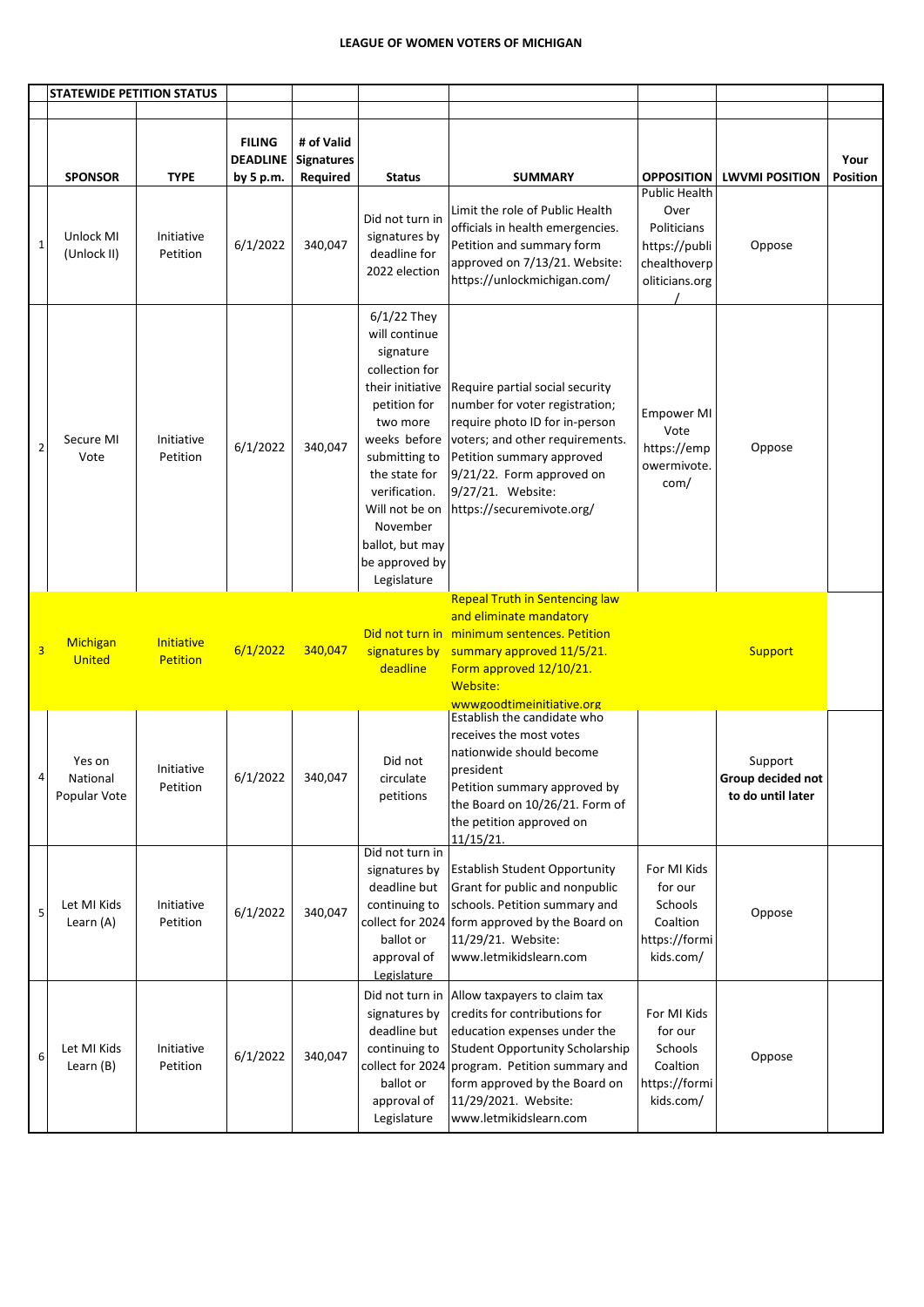# LEAGUE OF WOMEN VOTERS OF MICHIGAN

**STATEWIDE PETITION STATUS**

| | SPONSOR | TYPE | FILING DEADLINE by 5 p.m. | # of Valid Signatures Required | Status | SUMMARY | OPPOSITION | LWVMI POSITION | Your Position |
|---|---|---|---|---|---|---|---|---|---|
| 1 | Unlock MI (Unlock II) | Initiative Petition | 6/1/2022 | 340,047 | Did not turn in signatures by deadline for 2022 election | Limit the role of Public Health officials in health emergencies. Petition and summary form approved on 7/13/21. Website: https://unlockmichigan.com/ | Public Health Over Politicians https://publichealthoverpoliticians.org/ | Oppose | |
| 2 | Secure MI Vote | Initiative Petition | 6/1/2022 | 340,047 | 6/1/22 They will continue signature collection for their initiative petition for two more weeks before submitting to the state for verification. Will not be on November ballot, but may be approved by Legislature | Require partial social security number for voter registration; require photo ID for in-person voters; and other requirements. Petition summary approved 9/21/22. Form approved on 9/27/21. Website: https://securemivote.org/ | Empower MI Vote https://empowermivote.com/ | Oppose | |
| 3 | Michigan United | Initiative Petition | 6/1/2022 | 340,047 | Did not turn in signatures by deadline | Repeal Truth in Sentencing law and eliminate mandatory minimum sentences. Petition summary approved 11/5/21. Form approved 12/10/21. Website: wwwgoodtimeinitiative.org | | Support | |
| 4 | Yes on National Popular Vote | Initiative Petition | 6/1/2022 | 340,047 | Did not circulate petitions | Establish the candidate who receives the most votes nationwide should become president Petition summary approved by the Board on 10/26/21. Form of the petition approved on 11/15/21. | | Support **Group decided not to do until later** | |
| 5 | Let MI Kids Learn (A) | Initiative Petition | 6/1/2022 | 340,047 | Did not turn in signatures by deadline but continuing to collect for 2024 ballot or approval of Legislature | Establish Student Opportunity Grant for public and nonpublic schools. Petition summary and form approved by the Board on 11/29/21. Website: www.letmikidslearn.com | For MI Kids for our Schools Coaltion https://formikids.com/ | Oppose | |
| 6 | Let MI Kids Learn (B) | Initiative Petition | 6/1/2022 | 340,047 | Did not turn in signatures by deadline but continuing to collect for 2024 ballot or approval of Legislature | Allow taxpayers to claim tax credits for contributions for education expenses under the Student Opportunity Scholarship program. Petition summary and form approved by the Board on 11/29/2021. Website: www.letmikidslearn.com | For MI Kids for our Schools Coaltion https://formikids.com/ | Oppose | |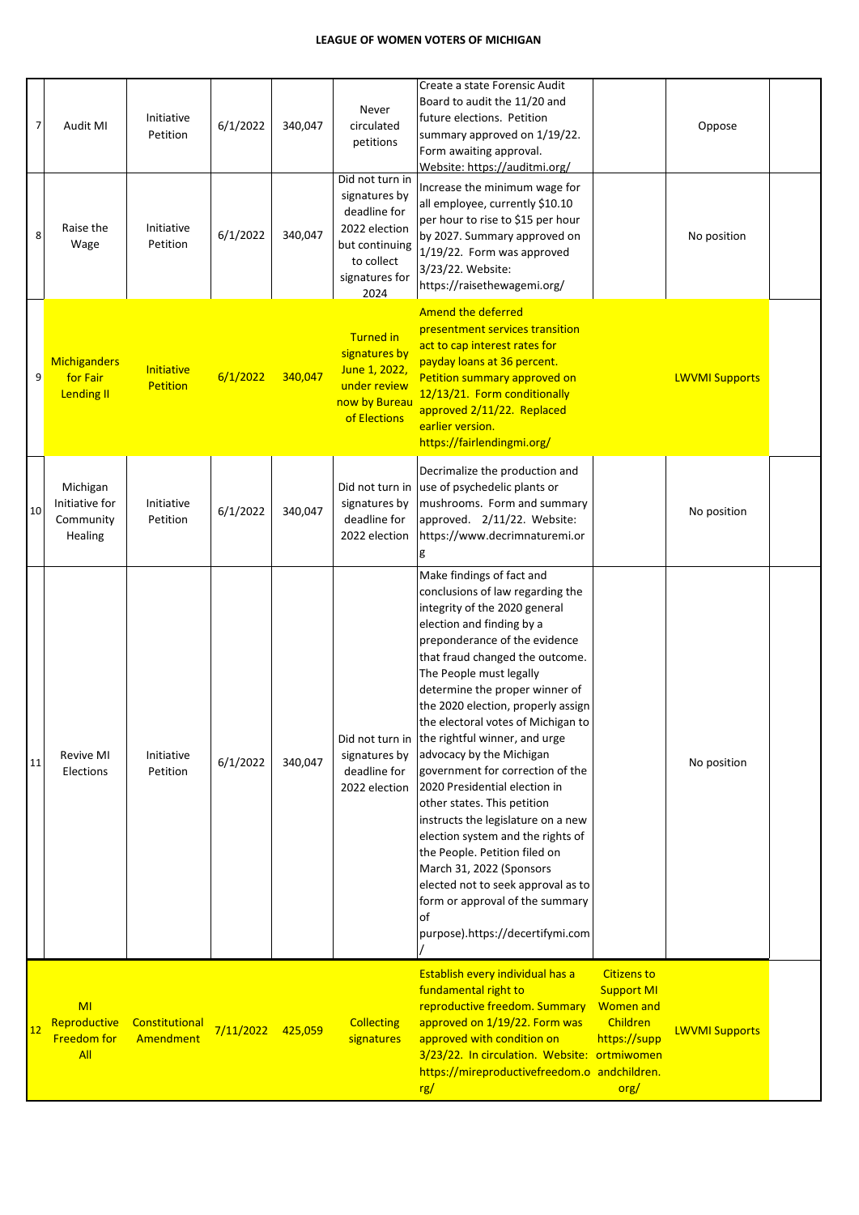**LEAGUE OF WOMEN VOTERS OF MICHIGAN**

| | | | | | | | | | |
|---|---|---|---|---|---|---|---|---|---|
| 7 | Audit MI | Initiative Petition | 6/1/2022 | 340,047 | Never circulated petitions | Create a state Forensic Audit Board to audit the 11/20 and future elections. Petition summary approved on 1/19/22. Form awaiting approval. Website: https://auditmi.org/ | | Oppose | |
| 8 | Raise the Wage | Initiative Petition | 6/1/2022 | 340,047 | Did not turn in signatures by deadline for 2022 election but continuing to collect signatures for 2024 | Increase the minimum wage for all employee, currently $10.10 per hour to rise to $15 per hour by 2027. Summary approved on 1/19/22. Form was approved 3/23/22. Website: https://raisethewagemi.org/ | | No position | |
| 9 | Michiganders for Fair Lending II | Initiative Petition | 6/1/2022 | 340,047 | Turned in signatures by June 1, 2022, under review now by Bureau of Elections | Amend the deferred presentment services transition act to cap interest rates for payday loans at 36 percent. Petition summary approved on 12/13/21. Form conditionally approved 2/11/22. Replaced earlier version. https://fairlendingmi.org/ | | LWVMI Supports | |
| 10 | Michigan Initiative for Community Healing | Initiative Petition | 6/1/2022 | 340,047 | Did not turn in signatures by deadline for 2022 election | Decrimalize the production and use of psychedelic plants or mushrooms. Form and summary approved. 2/11/22. Website: https://www.decrimnaturemi.org | | No position | |
| 11 | Revive MI Elections | Initiative Petition | 6/1/2022 | 340,047 | Did not turn in signatures by deadline for 2022 election | Make findings of fact and conclusions of law regarding the integrity of the 2020 general election and finding by a preponderance of the evidence that fraud changed the outcome. The People must legally determine the proper winner of the 2020 election, properly assign the electoral votes of Michigan to the rightful winner, and urge advocacy by the Michigan government for correction of the 2020 Presidential election in other states. This petition instructs the legislature on a new election system and the rights of the People. Petition filed on March 31, 2022 (Sponsors elected not to seek approval as to form or approval of the summary of purpose).https://decertifymi.com/ | | No position | |
| 12 | MI Reproductive Freedom for All | Constitutional Amendment | 7/11/2022 | 425,059 | Collecting signatures | Establish every individual has a fundamental right to reproductive freedom. Summary approved on 1/19/22. Form was approved with condition on 3/23/22. In circulation. Website: https://mireproductivefreedom.org/ | Citizens to Support MI Women and Children https://supportmiwomenandchildren.org/ | LWVMI Supports | |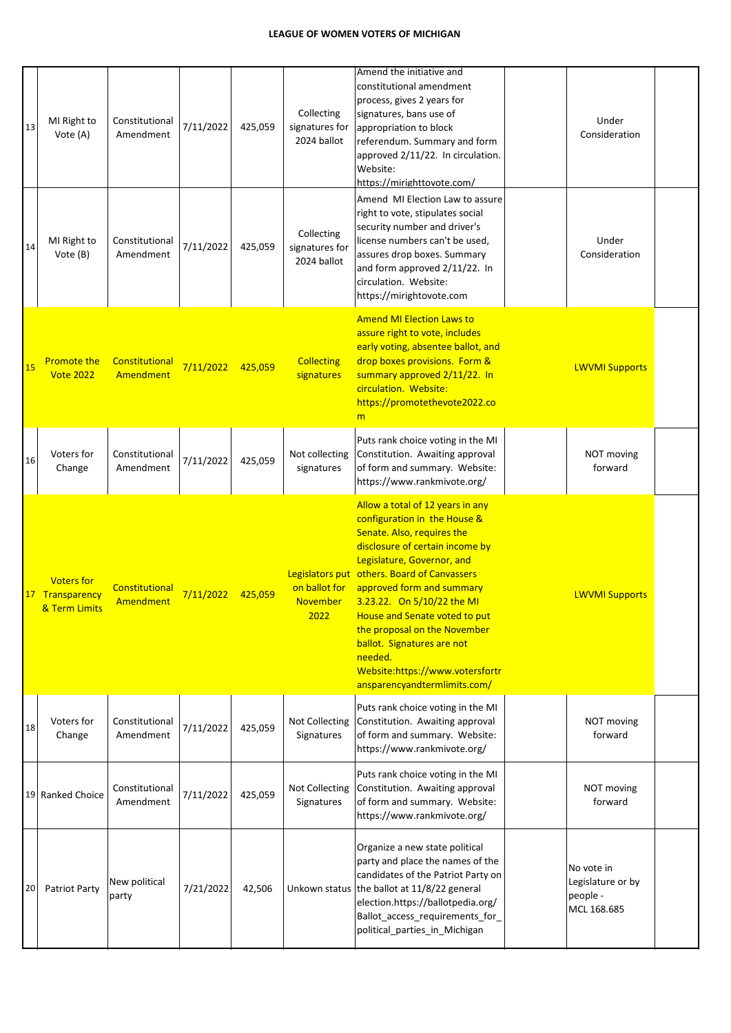**LEAGUE OF WOMEN VOTERS OF MICHIGAN**

| | | | | | | | | | |
|---|---|---|---|---|---|---|---|---|---|
| 13 | MI Right to Vote (A) | Constitutional Amendment | 7/11/2022 | 425,059 | Collecting signatures for 2024 ballot | Amend the initiative and constitutional amendment process, gives 2 years for signatures, bans use of appropriation to block referendum. Summary and form approved 2/11/22. In circulation. Website: https://mirighttovote.com/ | | Under Consideration | |
| 14 | MI Right to Vote (B) | Constitutional Amendment | 7/11/2022 | 425,059 | Collecting signatures for 2024 ballot | Amend MI Election Law to assure right to vote, stipulates social security number and driver's license numbers can't be used, assures drop boxes. Summary and form approved 2/11/22. In circulation. Website: https://mirightovote.com | | Under Consideration | |
| 15 | Promote the Vote 2022 | Constitutional Amendment | 7/11/2022 | 425,059 | Collecting signatures | Amend MI Election Laws to assure right to vote, includes early voting, absentee ballot, and drop boxes provisions. Form & summary approved 2/11/22. In circulation. Website: https://promotethevote2022.com | | LWVMI Supports | |
| 16 | Voters for Change | Constitutional Amendment | 7/11/2022 | 425,059 | Not collecting signatures | Puts rank choice voting in the MI Constitution. Awaiting approval of form and summary. Website: https://www.rankmivote.org/ | | NOT moving forward | |
| 17 | Voters for Transparency & Term Limits | Constitutional Amendment | 7/11/2022 | 425,059 | Legislators put on ballot for November 2022 | Allow a total of 12 years in any configuration in the House & Senate. Also, requires the disclosure of certain income by Legislature, Governor, and others. Board of Canvassers approved form and summary 3.23.22. On 5/10/22 the MI House and Senate voted to put the proposal on the November ballot. Signatures are not needed. Website:https://www.votersfortransparencyandtermlimits.com/ | | LWVMI Supports | |
| 18 | Voters for Change | Constitutional Amendment | 7/11/2022 | 425,059 | Not Collecting Signatures | Puts rank choice voting in the MI Constitution. Awaiting approval of form and summary. Website: https://www.rankmivote.org/ | | NOT moving forward | |
| 19 | Ranked Choice | Constitutional Amendment | 7/11/2022 | 425,059 | Not Collecting Signatures | Puts rank choice voting in the MI Constitution. Awaiting approval of form and summary. Website: https://www.rankmivote.org/ | | NOT moving forward | |
| 20 | Patriot Party | New political party | 7/21/2022 | 42,506 | Unkown status | Organize a new state political party and place the names of the candidates of the Patriot Party on the ballot at 11/8/22 general election.https://ballotpedia.org/Ballot_access_requirements_for_political_parties_in_Michigan | | No vote in Legislature or by people - MCL 168.685 | |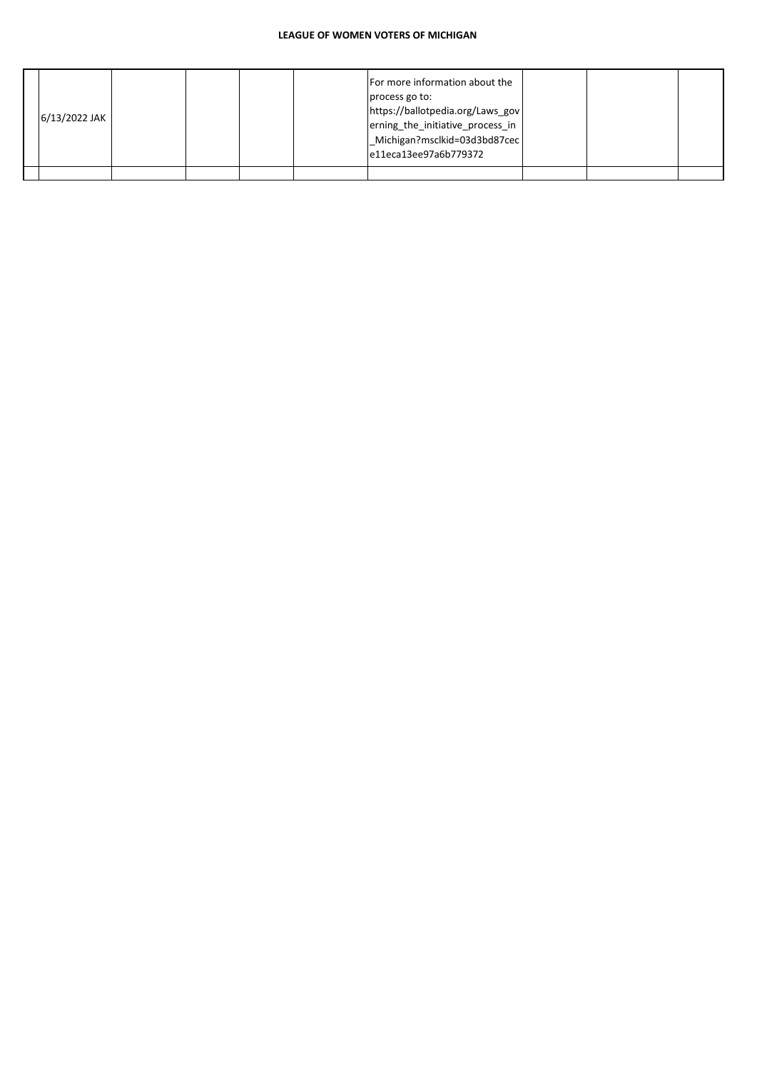| | | | | | | | | | |
|---|---|---|---|---|---|---|---|---|---|
| | 6/13/2022 JAK | | | | | For more information about the process go to: https://ballotpedia.org/Laws_governing_the_initiative_process_in_Michigan?msclkid=03d3bd87cece11eca13ee97a6b779372 | | | |
| | | | | | | | | | |